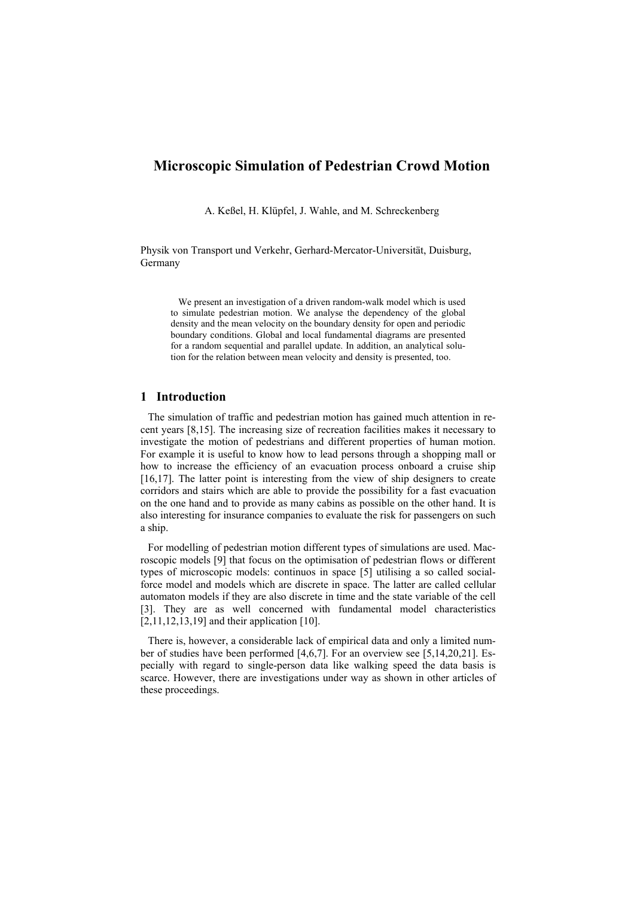# Microscopic Simulation of Pedestrian Crowd Motion

A. Keßel, H. Klüpfel, J. Wahle, and M. Schreckenberg

Physik von Transport und Verkehr, Gerhard-Mercator-Universität, Duisburg, Germany

We present an investigation of a driven random-walk model which is used to simulate pedestrian motion. We analyse the dependency of the global density and the mean velocity on the boundary density for open and periodic boundary conditions. Global and local fundamental diagrams are presented for a random sequential and parallel update. In addition, an analytical solution for the relation between mean velocity and density is presented, too.

## 1 Introduction

The simulation of traffic and pedestrian motion has gained much attention in recent years [8,15]. The increasing size of recreation facilities makes it necessary to investigate the motion of pedestrians and different properties of human motion. For example it is useful to know how to lead persons through a shopping mall or how to increase the efficiency of an evacuation process onboard a cruise ship [16,17]. The latter point is interesting from the view of ship designers to create corridors and stairs which are able to provide the possibility for a fast evacuation on the one hand and to provide as many cabins as possible on the other hand. It is also interesting for insurance companies to evaluate the risk for passengers on such a ship.

For modelling of pedestrian motion different types of simulations are used. Macroscopic models [9] that focus on the optimisation of pedestrian flows or different types of microscopic models: continuos in space [5] utilising a so called social-force model and models which are discrete in space. The latter are called cellular automaton models if they are also discrete in time and the state variable of the cell [3]. They are as well concerned with fundamental model characteristics [2,11,12,13,19] and their application [10].

There is, however, a considerable lack of empirical data and only a limited number of studies have been performed [4,6,7]. For an overview see [5,14,20,21]. Especially with regard to single-person data like walking speed the data basis is scarce. However, there are investigations under way as shown in other articles of these proceedings.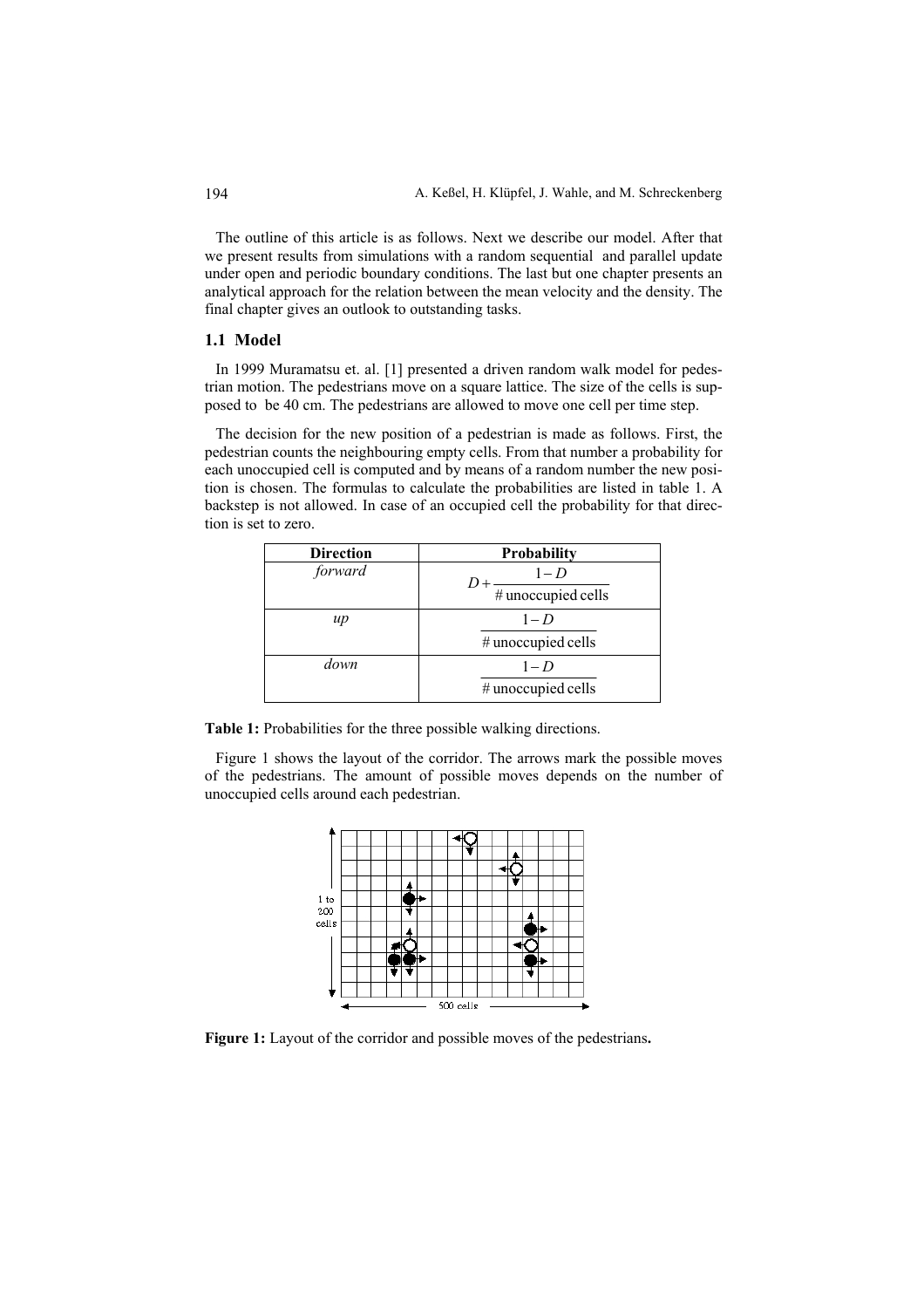The outline of this article is as follows. Next we describe our model. After that we present results from simulations with a random sequential and parallel update under open and periodic boundary conditions. The last but one chapter presents an analytical approach for the relation between the mean velocity and the density. The final chapter gives an outlook to outstanding tasks.

### 1.1 Model

In 1999 Muramatsu et. al. [1] presented a driven random walk model for pedestrian motion. The pedestrians move on a square lattice. The size of the cells is supposed to be 40 cm. The pedestrians are allowed to move one cell per time step.

The decision for the new position of a pedestrian is made as follows. First, the pedestrian counts the neighbouring empty cells. From that number a probability for each unoccupied cell is computed and by means of a random number the new position is chosen. The formulas to calculate the probabilities are listed in table 1. A backstep is not allowed. In case of an occupied cell the probability for that direction is set to zero.

| Direction | Probability |
|---|---|
| *forward* | $D + \dfrac{1-D}{\#\,\text{unoccupied cells}}$ |
| *up* | $\dfrac{1-D}{\#\,\text{unoccupied cells}}$ |
| *down* | $\dfrac{1-D}{\#\,\text{unoccupied cells}}$ |

**Table 1:** Probabilities for the three possible walking directions.

Figure 1 shows the layout of the corridor. The arrows mark the possible moves of the pedestrians. The amount of possible moves depends on the number of unoccupied cells around each pedestrian.

**Figure 1:** Layout of the corridor and possible moves of the pedestrians**.**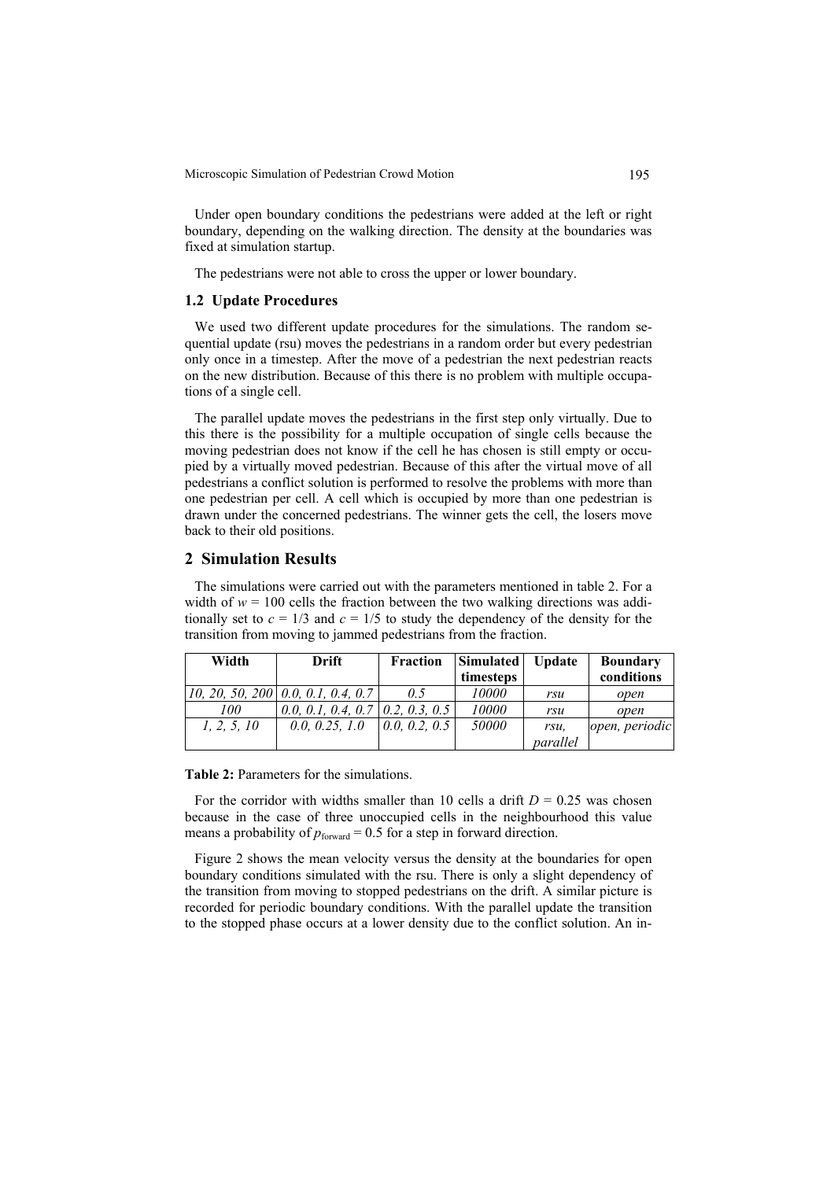Under open boundary conditions the pedestrians were added at the left or right boundary, depending on the walking direction. The density at the boundaries was fixed at simulation startup.

The pedestrians were not able to cross the upper or lower boundary.

### 1.2 Update Procedures

We used two different update procedures for the simulations. The random sequential update (rsu) moves the pedestrians in a random order but every pedestrian only once in a timestep. After the move of a pedestrian the next pedestrian reacts on the new distribution. Because of this there is no problem with multiple occupations of a single cell.

The parallel update moves the pedestrians in the first step only virtually. Due to this there is the possibility for a multiple occupation of single cells because the moving pedestrian does not know if the cell he has chosen is still empty or occupied by a virtually moved pedestrian. Because of this after the virtual move of all pedestrians a conflict solution is performed to resolve the problems with more than one pedestrian per cell. A cell which is occupied by more than one pedestrian is drawn under the concerned pedestrians. The winner gets the cell, the losers move back to their old positions.

## 2 Simulation Results

The simulations were carried out with the parameters mentioned in table 2. For a width of $w = 100$ cells the fraction between the two walking directions was additionally set to $c = 1/3$ and $c = 1/5$ to study the dependency of the density for the transition from moving to jammed pedestrians from the fraction.

| Width | Drift | Fraction | Simulated timesteps | Update | Boundary conditions |
|---|---|---|---|---|---|
| *10, 20, 50, 200* | *0.0, 0.1, 0.4, 0.7* | *0.5* | *10000* | *rsu* | *open* |
| *100* | *0.0, 0.1, 0.4, 0.7* | *0.2, 0.3, 0.5* | *10000* | *rsu* | *open* |
| *1, 2, 5, 10* | *0.0, 0.25, 1.0* | *0.0, 0.2, 0.5* | *50000* | *rsu, parallel* | *open, periodic* |

**Table 2:** Parameters for the simulations.

For the corridor with widths smaller than 10 cells a drift $D = 0.25$ was chosen because in the case of three unoccupied cells in the neighbourhood this value means a probability of $p_{\text{forward}} = 0.5$ for a step in forward direction.

Figure 2 shows the mean velocity versus the density at the boundaries for open boundary conditions simulated with the rsu. There is only a slight dependency of the transition from moving to stopped pedestrians on the drift. A similar picture is recorded for periodic boundary conditions. With the parallel update the transition to the stopped phase occurs at a lower density due to the conflict solution. An in-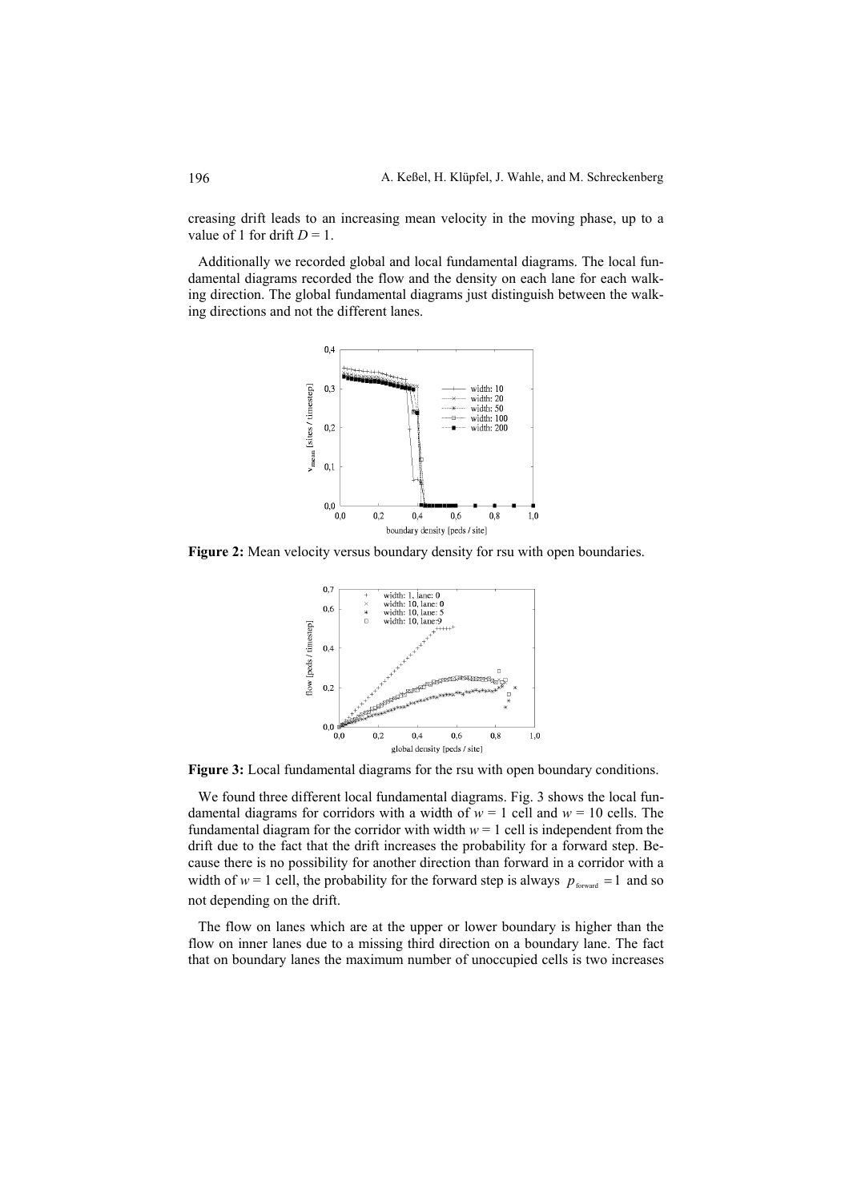creasing drift leads to an increasing mean velocity in the moving phase, up to a value of 1 for drift $D = 1$.

Additionally we recorded global and local fundamental diagrams. The local fundamental diagrams recorded the flow and the density on each lane for each walking direction. The global fundamental diagrams just distinguish between the walking directions and not the different lanes.

**Figure 2:** Mean velocity versus boundary density for rsu with open boundaries.

**Figure 3:** Local fundamental diagrams for the rsu with open boundary conditions.

We found three different local fundamental diagrams. Fig. 3 shows the local fundamental diagrams for corridors with a width of $w = 1$ cell and $w = 10$ cells. The fundamental diagram for the corridor with width $w = 1$ cell is independent from the drift due to the fact that the drift increases the probability for a forward step. Because there is no possibility for another direction than forward in a corridor with a width of $w = 1$ cell, the probability for the forward step is always $p_{\text{forward}} = 1$ and so not depending on the drift.

The flow on lanes which are at the upper or lower boundary is higher than the flow on inner lanes due to a missing third direction on a boundary lane. The fact that on boundary lanes the maximum number of unoccupied cells is two increases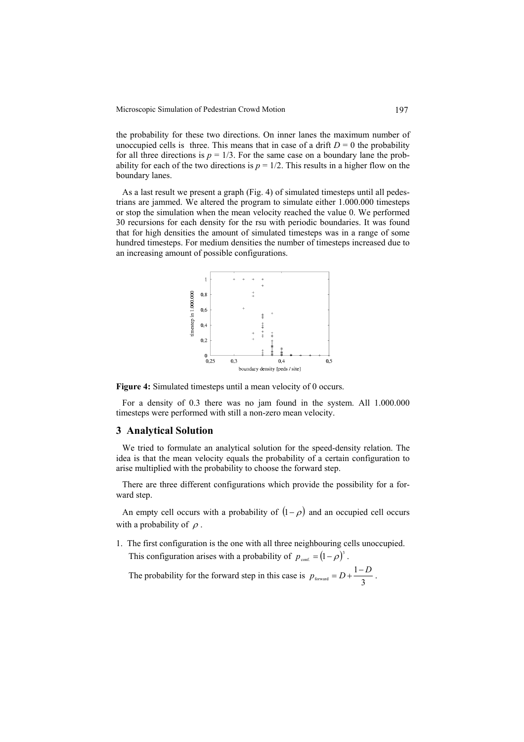the probability for these two directions. On inner lanes the maximum number of unoccupied cells is three. This means that in case of a drift $D = 0$ the probability for all three directions is $p = 1/3$. For the same case on a boundary lane the probability for each of the two directions is $p = 1/2$. This results in a higher flow on the boundary lanes.

As a last result we present a graph (Fig. 4) of simulated timesteps until all pedestrians are jammed. We altered the program to simulate either 1.000.000 timesteps or stop the simulation when the mean velocity reached the value 0. We performed 30 recursions for each density for the rsu with periodic boundaries. It was found that for high densities the amount of simulated timesteps was in a range of some hundred timesteps. For medium densities the number of timesteps increased due to an increasing amount of possible configurations.

**Figure 4:** Simulated timesteps until a mean velocity of 0 occurs.

For a density of 0.3 there was no jam found in the system. All 1.000.000 timesteps were performed with still a non-zero mean velocity.

## 3 Analytical Solution

We tried to formulate an analytical solution for the speed-density relation. The idea is that the mean velocity equals the probability of a certain configuration to arise multiplied with the probability to choose the forward step.

There are three different configurations which provide the possibility for a forward step.

An empty cell occurs with a probability of $(1-\rho)$ and an occupied cell occurs with a probability of $\rho$.

1. The first configuration is the one with all three neighbouring cells unoccupied. This configuration arises with a probability of $p_{\text{conf.}} = (1-\rho)^3$.

   The probability for the forward step in this case is $p_{\text{forward}} = D + \dfrac{1-D}{3}$.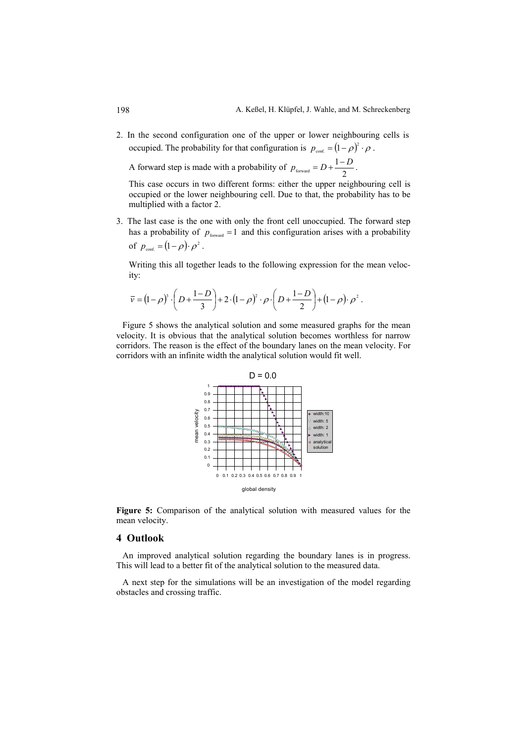2. In the second configuration one of the upper or lower neighbouring cells is occupied. The probability for that configuration is $p_{\text{conf.}} = (1-\rho)^2 \cdot \rho$.

   A forward step is made with a probability of $p_{\text{forward}} = D + \frac{1-D}{2}$.

   This case occurs in two different forms: either the upper neighbouring cell is occupied or the lower neighbouring cell. Due to that, the probability has to be multiplied with a factor 2.

3. The last case is the one with only the front cell unoccupied. The forward step has a probability of $p_{\text{forward}} = 1$ and this configuration arises with a probability of $p_{\text{conf.}} = (1-\rho) \cdot \rho^2$.

   Writing this all together leads to the following expression for the mean velocity:

$$\bar{v} = (1-\rho)^3 \cdot \left( D + \frac{1-D}{3} \right) + 2 \cdot (1-\rho)^2 \cdot \rho \cdot \left( D + \frac{1-D}{2} \right) + (1-\rho) \cdot \rho^2 .$$

Figure 5 shows the analytical solution and some measured graphs for the mean velocity. It is obvious that the analytical solution becomes worthless for narrow corridors. The reason is the effect of the boundary lanes on the mean velocity. For corridors with an infinite width the analytical solution would fit well.

**Figure 5:** Comparison of the analytical solution with measured values for the mean velocity.

## 4 Outlook

An improved analytical solution regarding the boundary lanes is in progress. This will lead to a better fit of the analytical solution to the measured data.

A next step for the simulations will be an investigation of the model regarding obstacles and crossing traffic.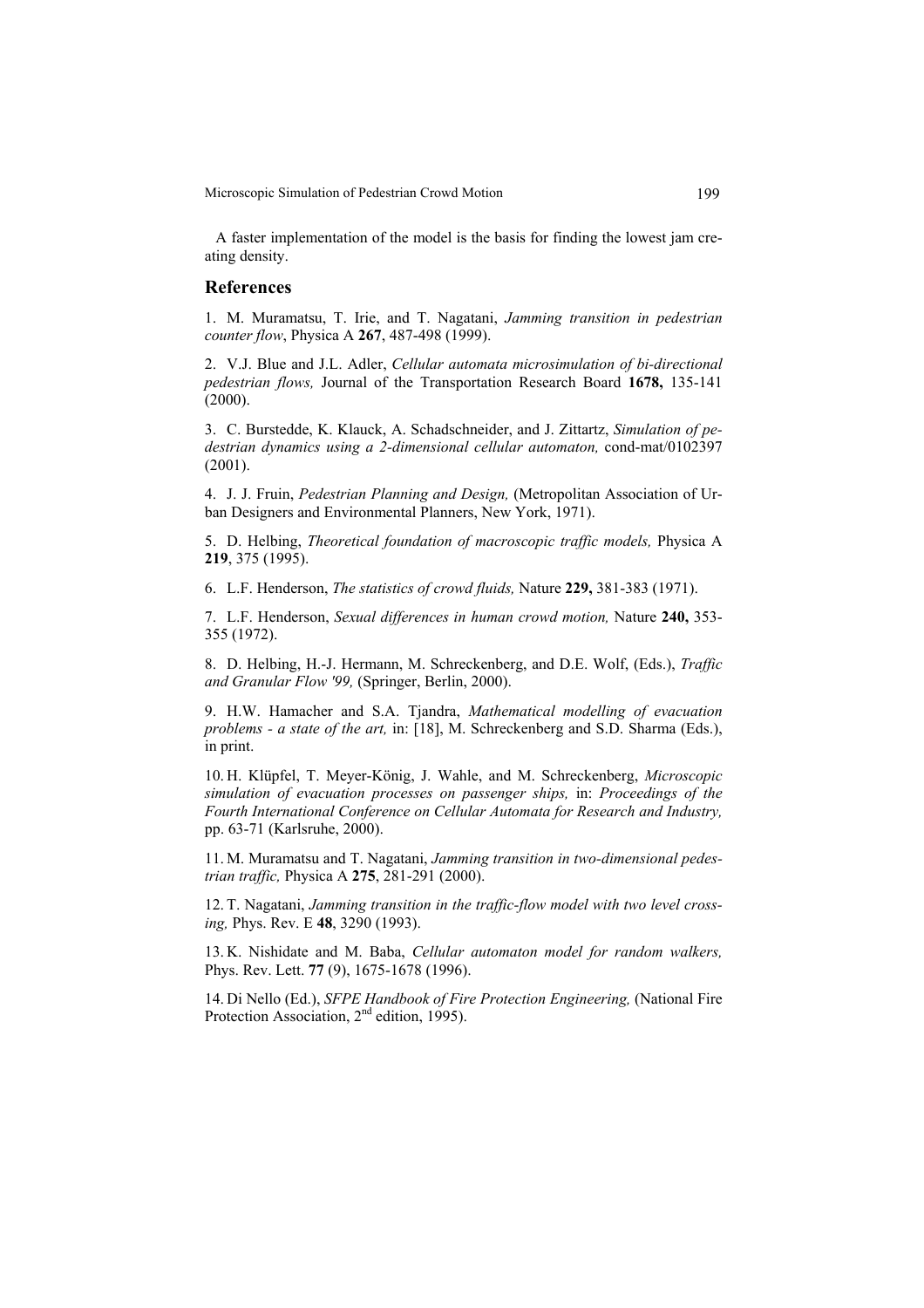A faster implementation of the model is the basis for finding the lowest jam creating density.

## References

1. M. Muramatsu, T. Irie, and T. Nagatani, *Jamming transition in pedestrian counter flow*, Physica A **267**, 487-498 (1999).

2. V.J. Blue and J.L. Adler, *Cellular automata microsimulation of bi-directional pedestrian flows,* Journal of the Transportation Research Board **1678,** 135-141 (2000).

3. C. Burstedde, K. Klauck, A. Schadschneider, and J. Zittartz, *Simulation of pedestrian dynamics using a 2-dimensional cellular automaton,* cond-mat/0102397 (2001).

4. J. J. Fruin, *Pedestrian Planning and Design,* (Metropolitan Association of Urban Designers and Environmental Planners, New York, 1971).

5. D. Helbing, *Theoretical foundation of macroscopic traffic models,* Physica A **219**, 375 (1995).

6. L.F. Henderson, *The statistics of crowd fluids,* Nature **229,** 381-383 (1971).

7. L.F. Henderson, *Sexual differences in human crowd motion,* Nature **240,** 353-355 (1972).

8. D. Helbing, H.-J. Hermann, M. Schreckenberg, and D.E. Wolf, (Eds.), *Traffic and Granular Flow '99,* (Springer, Berlin, 2000).

9. H.W. Hamacher and S.A. Tjandra, *Mathematical modelling of evacuation problems - a state of the art,* in: [18], M. Schreckenberg and S.D. Sharma (Eds.), in print.

10. H. Klüpfel, T. Meyer-König, J. Wahle, and M. Schreckenberg, *Microscopic simulation of evacuation processes on passenger ships,* in: *Proceedings of the Fourth International Conference on Cellular Automata for Research and Industry,* pp. 63-71 (Karlsruhe, 2000).

11. M. Muramatsu and T. Nagatani, *Jamming transition in two-dimensional pedestrian traffic,* Physica A **275**, 281-291 (2000).

12. T. Nagatani, *Jamming transition in the traffic-flow model with two level crossing,* Phys. Rev. E **48**, 3290 (1993).

13. K. Nishidate and M. Baba, *Cellular automaton model for random walkers,* Phys. Rev. Lett. **77** (9), 1675-1678 (1996).

14. Di Nello (Ed.), *SFPE Handbook of Fire Protection Engineering,* (National Fire Protection Association, 2nd edition, 1995).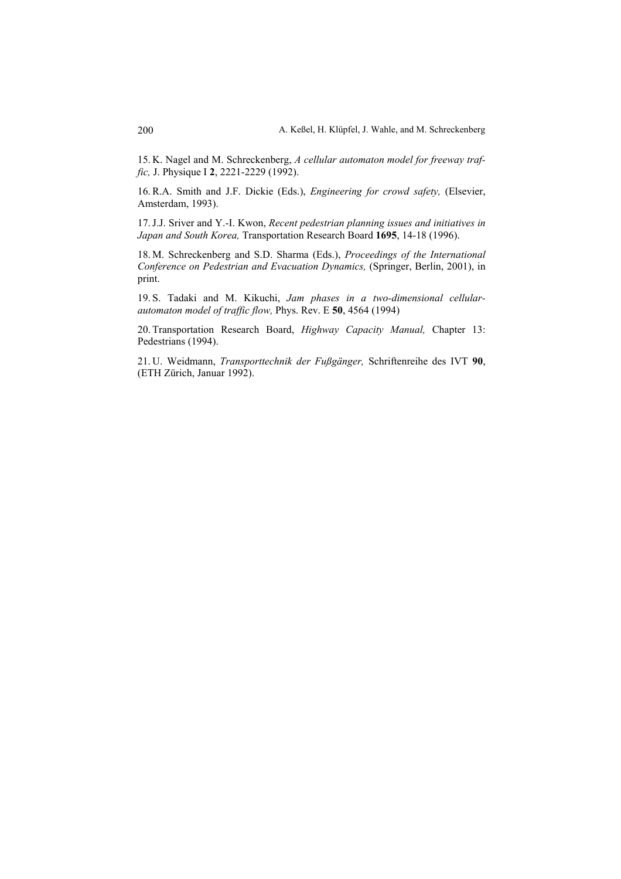15. K. Nagel and M. Schreckenberg, *A cellular automaton model for freeway traffic,* J. Physique I **2**, 2221-2229 (1992).

16. R.A. Smith and J.F. Dickie (Eds.), *Engineering for crowd safety,* (Elsevier, Amsterdam, 1993).

17. J.J. Sriver and Y.-I. Kwon, *Recent pedestrian planning issues and initiatives in Japan and South Korea,* Transportation Research Board **1695**, 14-18 (1996).

18. M. Schreckenberg and S.D. Sharma (Eds.), *Proceedings of the International Conference on Pedestrian and Evacuation Dynamics,* (Springer, Berlin, 2001), in print.

19. S. Tadaki and M. Kikuchi, *Jam phases in a two-dimensional cellular-automaton model of traffic flow,* Phys. Rev. E **50**, 4564 (1994)

20. Transportation Research Board, *Highway Capacity Manual,* Chapter 13: Pedestrians (1994).

21. U. Weidmann, *Transporttechnik der Fußgänger,* Schriftenreihe des IVT **90**, (ETH Zürich, Januar 1992).